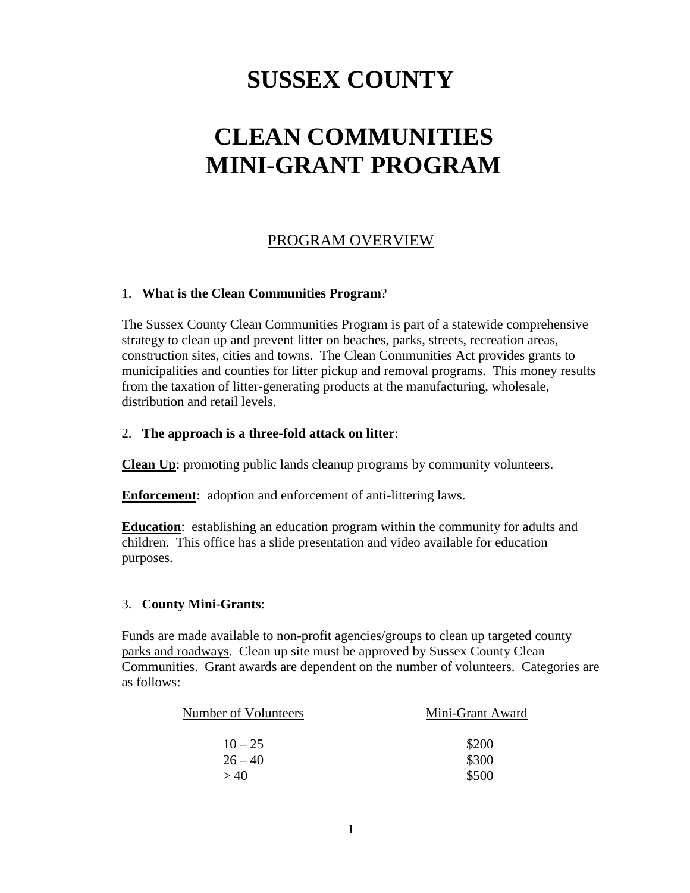# SUSSEX COUNTY

# CLEAN COMMUNITIES MINI-GRANT PROGRAM

## PROGRAM OVERVIEW

1. **What is the Clean Communities Program**?

The Sussex County Clean Communities Program is part of a statewide comprehensive strategy to clean up and prevent litter on beaches, parks, streets, recreation areas, construction sites, cities and towns. The Clean Communities Act provides grants to municipalities and counties for litter pickup and removal programs. This money results from the taxation of litter-generating products at the manufacturing, wholesale, distribution and retail levels.

2. **The approach is a three-fold attack on litter**:

**Clean Up**: promoting public lands cleanup programs by community volunteers.

**Enforcement**: adoption and enforcement of anti-littering laws.

**Education**: establishing an education program within the community for adults and children. This office has a slide presentation and video available for education purposes.

3. **County Mini-Grants**:

Funds are made available to non-profit agencies/groups to clean up targeted county parks and roadways. Clean up site must be approved by Sussex County Clean Communities. Grant awards are dependent on the number of volunteers. Categories are as follows:

| Number of Volunteers | Mini-Grant Award |
|---|---|
| 10 – 25 | $200 |
| 26 – 40 | $300 |
| > 40 | $500 |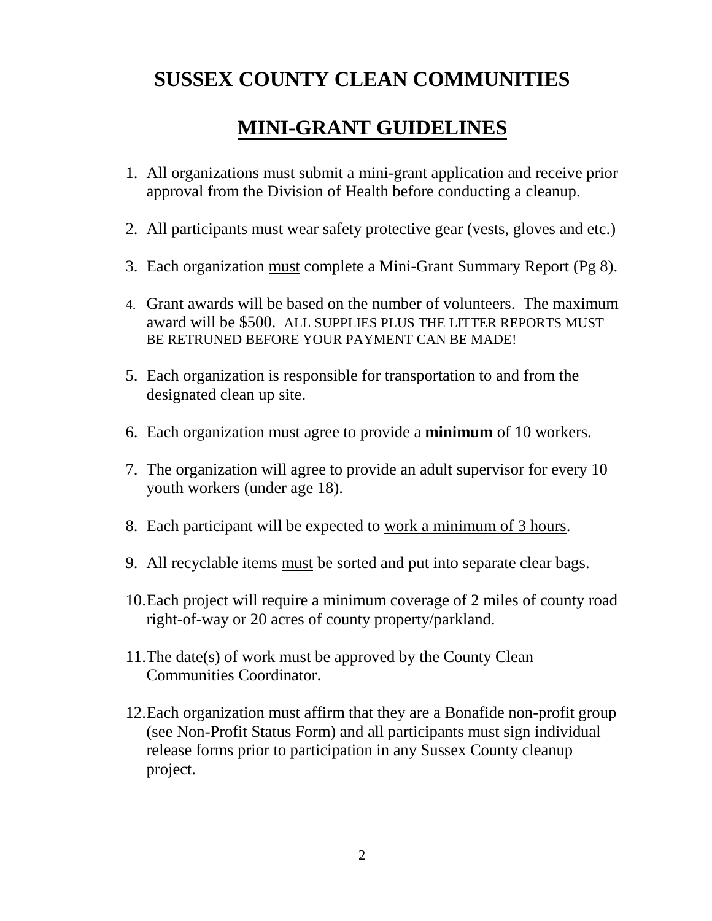# SUSSEX COUNTY CLEAN COMMUNITIES

## MINI-GRANT GUIDELINES

1. All organizations must submit a mini-grant application and receive prior approval from the Division of Health before conducting a cleanup.

2. All participants must wear safety protective gear (vests, gloves and etc.)

3. Each organization <u>must</u> complete a Mini-Grant Summary Report (Pg 8).

4. Grant awards will be based on the number of volunteers. The maximum award will be $500. ALL SUPPLIES PLUS THE LITTER REPORTS MUST BE RETRUNED BEFORE YOUR PAYMENT CAN BE MADE!

5. Each organization is responsible for transportation to and from the designated clean up site.

6. Each organization must agree to provide a **minimum** of 10 workers.

7. The organization will agree to provide an adult supervisor for every 10 youth workers (under age 18).

8. Each participant will be expected to <u>work a minimum of 3 hours</u>.

9. All recyclable items <u>must</u> be sorted and put into separate clear bags.

10. Each project will require a minimum coverage of 2 miles of county road right-of-way or 20 acres of county property/parkland.

11. The date(s) of work must be approved by the County Clean Communities Coordinator.

12. Each organization must affirm that they are a Bonafide non-profit group (see Non-Profit Status Form) and all participants must sign individual release forms prior to participation in any Sussex County cleanup project.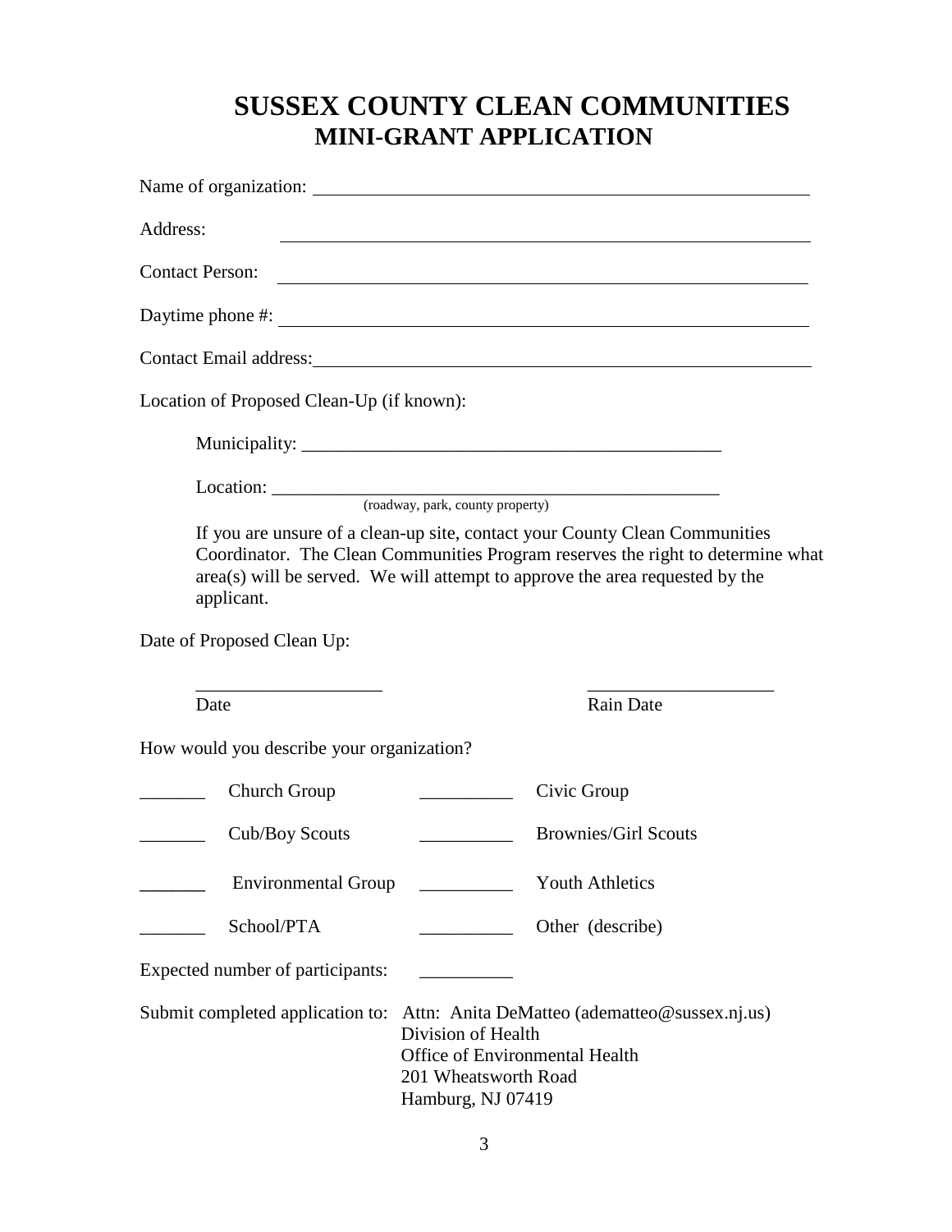# SUSSEX COUNTY CLEAN COMMUNITIES
## MINI-GRANT APPLICATION

Name of organization: ______________________________________________

Address: ______________________________________________

Contact Person: ______________________________________________

Daytime phone #: ______________________________________________

Contact Email address: ______________________________________________

Location of Proposed Clean-Up (if known):

Municipality: _______________________________________________

Location: _______________________________________________
(roadway, park, county property)

If you are unsure of a clean-up site, contact your County Clean Communities Coordinator. The Clean Communities Program reserves the right to determine what area(s) will be served. We will attempt to approve the area requested by the applicant.

Date of Proposed Clean Up:

____________________ Date

____________________ Rain Date

How would you describe your organization?

| | | | |
|---|---|---|---|
| _______ | Church Group | __________ | Civic Group |
| _______ | Cub/Boy Scouts | __________ | Brownies/Girl Scouts |
| _______ | Environmental Group | __________ | Youth Athletics |
| _______ | School/PTA | __________ | Other (describe) |

Expected number of participants: __________

Submit completed application to: Attn: Anita DeMatteo (adematteo@sussex.nj.us)
Division of Health
Office of Environmental Health
201 Wheatsworth Road
Hamburg, NJ 07419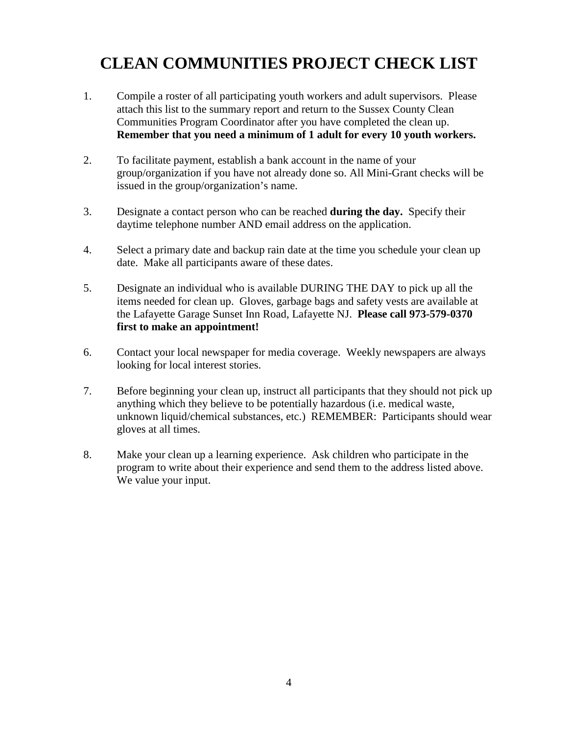# CLEAN COMMUNITIES PROJECT CHECK LIST

1. Compile a roster of all participating youth workers and adult supervisors. Please attach this list to the summary report and return to the Sussex County Clean Communities Program Coordinator after you have completed the clean up. **Remember that you need a minimum of 1 adult for every 10 youth workers.**

2. To facilitate payment, establish a bank account in the name of your group/organization if you have not already done so. All Mini-Grant checks will be issued in the group/organization's name.

3. Designate a contact person who can be reached **during the day.** Specify their daytime telephone number AND email address on the application.

4. Select a primary date and backup rain date at the time you schedule your clean up date. Make all participants aware of these dates.

5. Designate an individual who is available DURING THE DAY to pick up all the items needed for clean up. Gloves, garbage bags and safety vests are available at the Lafayette Garage Sunset Inn Road, Lafayette NJ. **Please call 973-579-0370 first to make an appointment!**

6. Contact your local newspaper for media coverage. Weekly newspapers are always looking for local interest stories.

7. Before beginning your clean up, instruct all participants that they should not pick up anything which they believe to be potentially hazardous (i.e. medical waste, unknown liquid/chemical substances, etc.) REMEMBER: Participants should wear gloves at all times.

8. Make your clean up a learning experience. Ask children who participate in the program to write about their experience and send them to the address listed above. We value your input.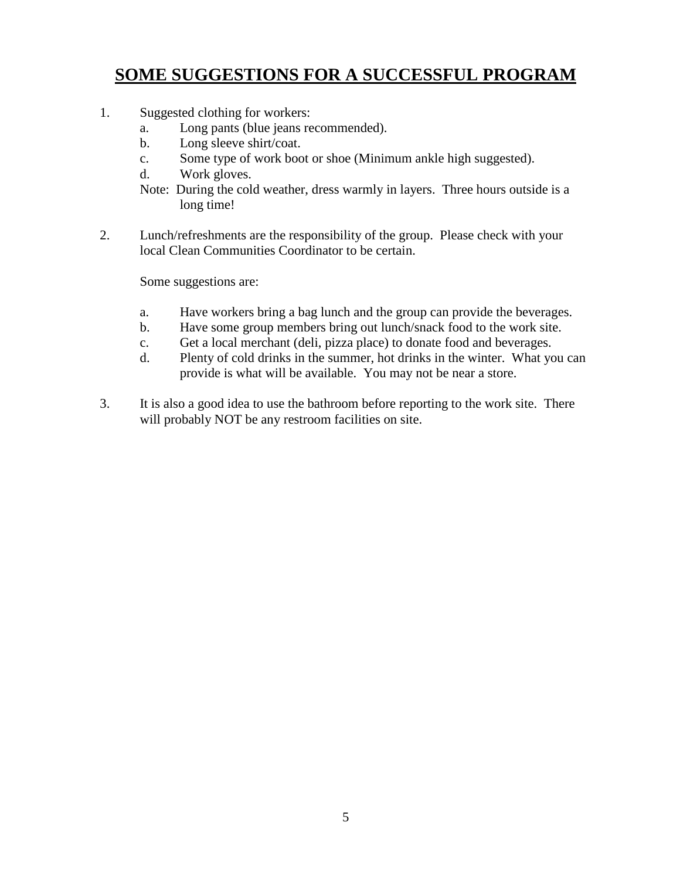# SOME SUGGESTIONS FOR A SUCCESSFUL PROGRAM

1. Suggested clothing for workers:
   a. Long pants (blue jeans recommended).
   b. Long sleeve shirt/coat.
   c. Some type of work boot or shoe (Minimum ankle high suggested).
   d. Work gloves.

   Note: During the cold weather, dress warmly in layers. Three hours outside is a long time!

2. Lunch/refreshments are the responsibility of the group. Please check with your local Clean Communities Coordinator to be certain.

   Some suggestions are:

   a. Have workers bring a bag lunch and the group can provide the beverages.
   b. Have some group members bring out lunch/snack food to the work site.
   c. Get a local merchant (deli, pizza place) to donate food and beverages.
   d. Plenty of cold drinks in the summer, hot drinks in the winter. What you can provide is what will be available. You may not be near a store.

3. It is also a good idea to use the bathroom before reporting to the work site. There will probably NOT be any restroom facilities on site.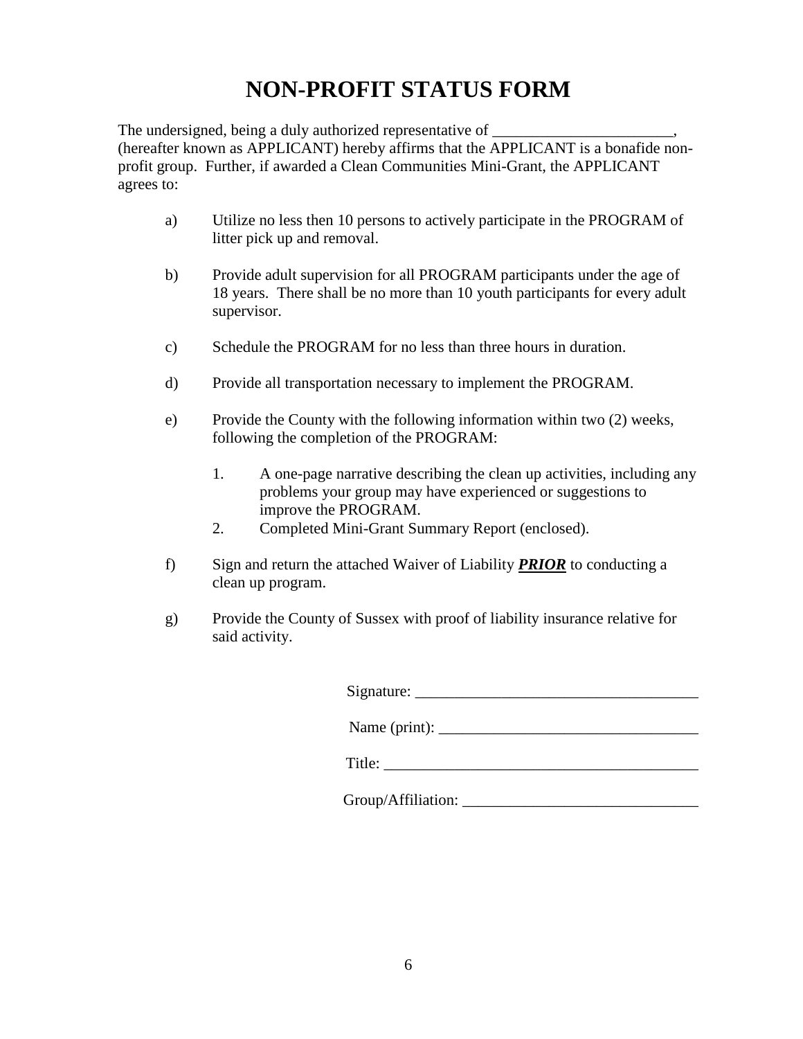# NON-PROFIT STATUS FORM

The undersigned, being a duly authorized representative of _______________________, (hereafter known as APPLICANT) hereby affirms that the APPLICANT is a bonafide non-profit group. Further, if awarded a Clean Communities Mini-Grant, the APPLICANT agrees to:

a) Utilize no less then 10 persons to actively participate in the PROGRAM of litter pick up and removal.

b) Provide adult supervision for all PROGRAM participants under the age of 18 years. There shall be no more than 10 youth participants for every adult supervisor.

c) Schedule the PROGRAM for no less than three hours in duration.

d) Provide all transportation necessary to implement the PROGRAM.

e) Provide the County with the following information within two (2) weeks, following the completion of the PROGRAM:

   1. A one-page narrative describing the clean up activities, including any problems your group may have experienced or suggestions to improve the PROGRAM.
   2. Completed Mini-Grant Summary Report (enclosed).

f) Sign and return the attached Waiver of Liability ***PRIOR*** to conducting a clean up program.

g) Provide the County of Sussex with proof of liability insurance relative for said activity.

Signature: ____________________________________

Name (print): _________________________________

Title: ________________________________________

Group/Affiliation: ______________________________